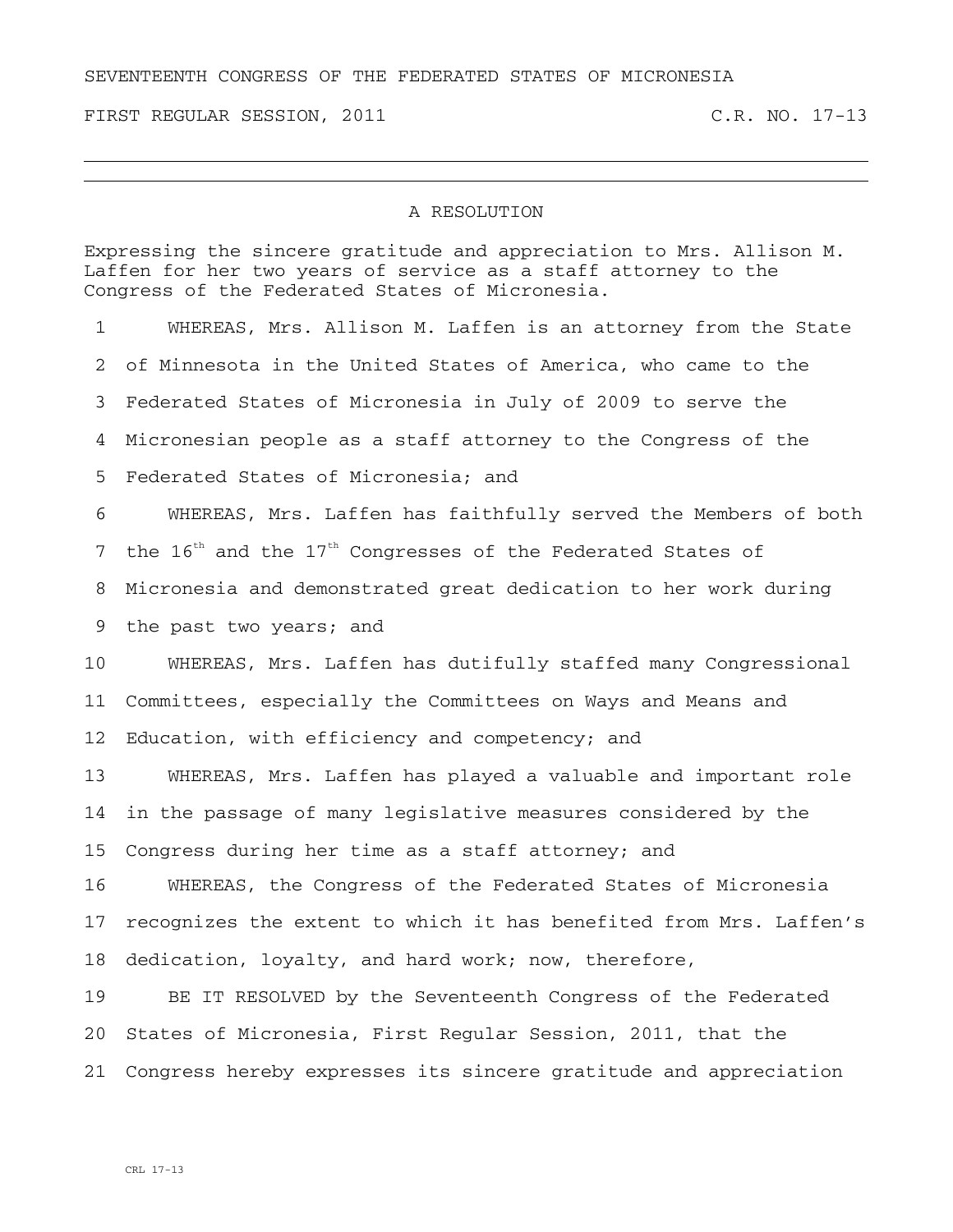SEVENTEENTH CONGRESS OF THE FEDERATED STATES OF MICRONESIA

FIRST REGULAR SESSION, 2011 C.R. NO. 17-13

---

## A RESOLUTION

Expressing the sincere gratitude and appreciation to Mrs. Allison M. Laffen for her two years of service as a staff attorney to the Congress of the Federated States of Micronesia.

1 WHEREAS, Mrs. Allison M. Laffen is an attorney from the State
2 of Minnesota in the United States of America, who came to the
3 Federated States of Micronesia in July of 2009 to serve the
4 Micronesian people as a staff attorney to the Congress of the
5 Federated States of Micronesia; and

6 WHEREAS, Mrs. Laffen has faithfully served the Members of both
7 the 16th and the 17th Congresses of the Federated States of
8 Micronesia and demonstrated great dedication to her work during
9 the past two years; and

10 WHEREAS, Mrs. Laffen has dutifully staffed many Congressional
11 Committees, especially the Committees on Ways and Means and
12 Education, with efficiency and competency; and

13 WHEREAS, Mrs. Laffen has played a valuable and important role
14 in the passage of many legislative measures considered by the
15 Congress during her time as a staff attorney; and

16 WHEREAS, the Congress of the Federated States of Micronesia
17 recognizes the extent to which it has benefited from Mrs. Laffen's
18 dedication, loyalty, and hard work; now, therefore,

19 BE IT RESOLVED by the Seventeenth Congress of the Federated
20 States of Micronesia, First Regular Session, 2011, that the
21 Congress hereby expresses its sincere gratitude and appreciation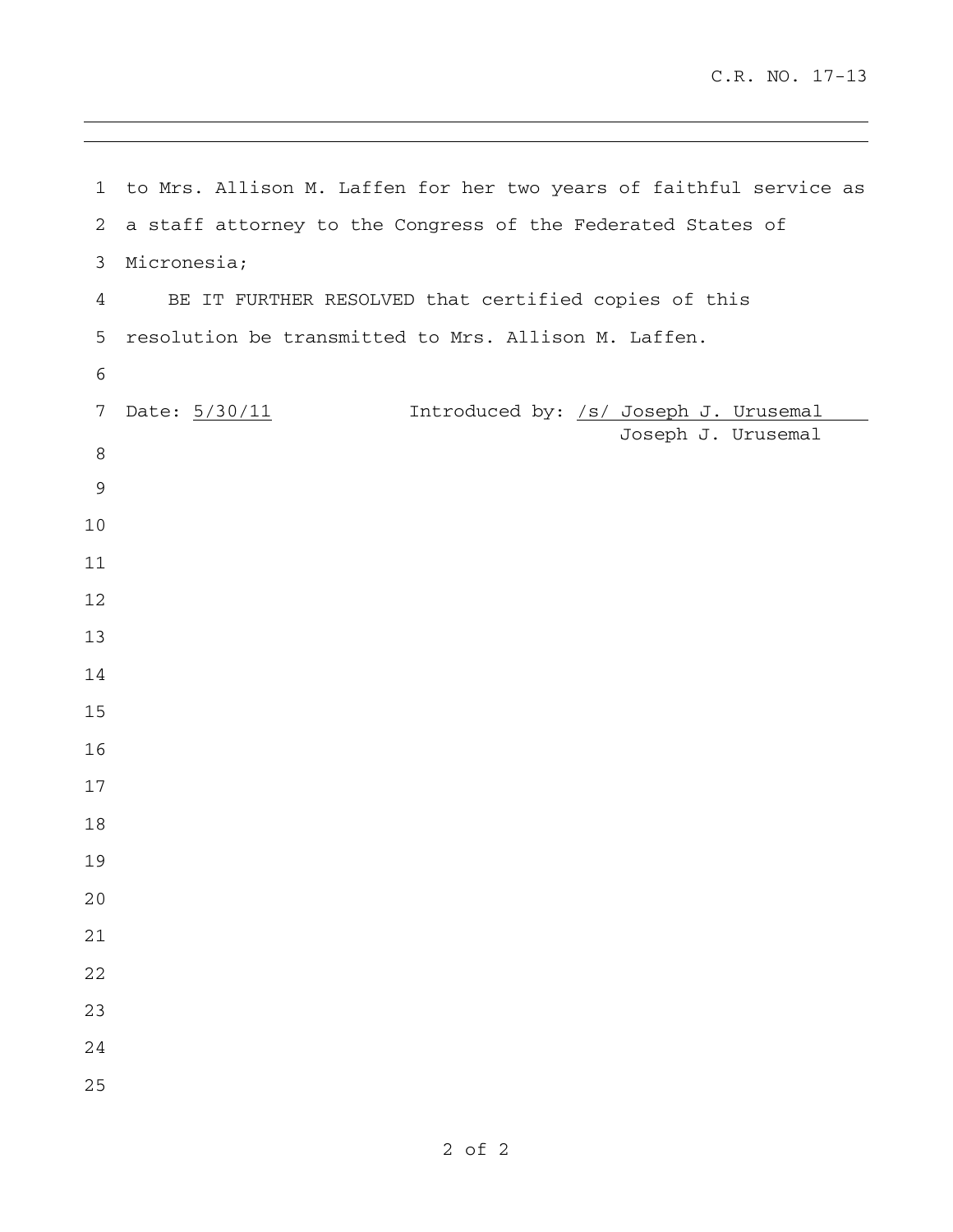to Mrs. Allison M. Laffen for her two years of faithful service as a staff attorney to the Congress of the Federated States of Micronesia;

BE IT FURTHER RESOLVED that certified copies of this resolution be transmitted to Mrs. Allison M. Laffen.

Date: 5/30/11

Introduced by: /s/ Joseph J. Urusemal
Joseph J. Urusemal